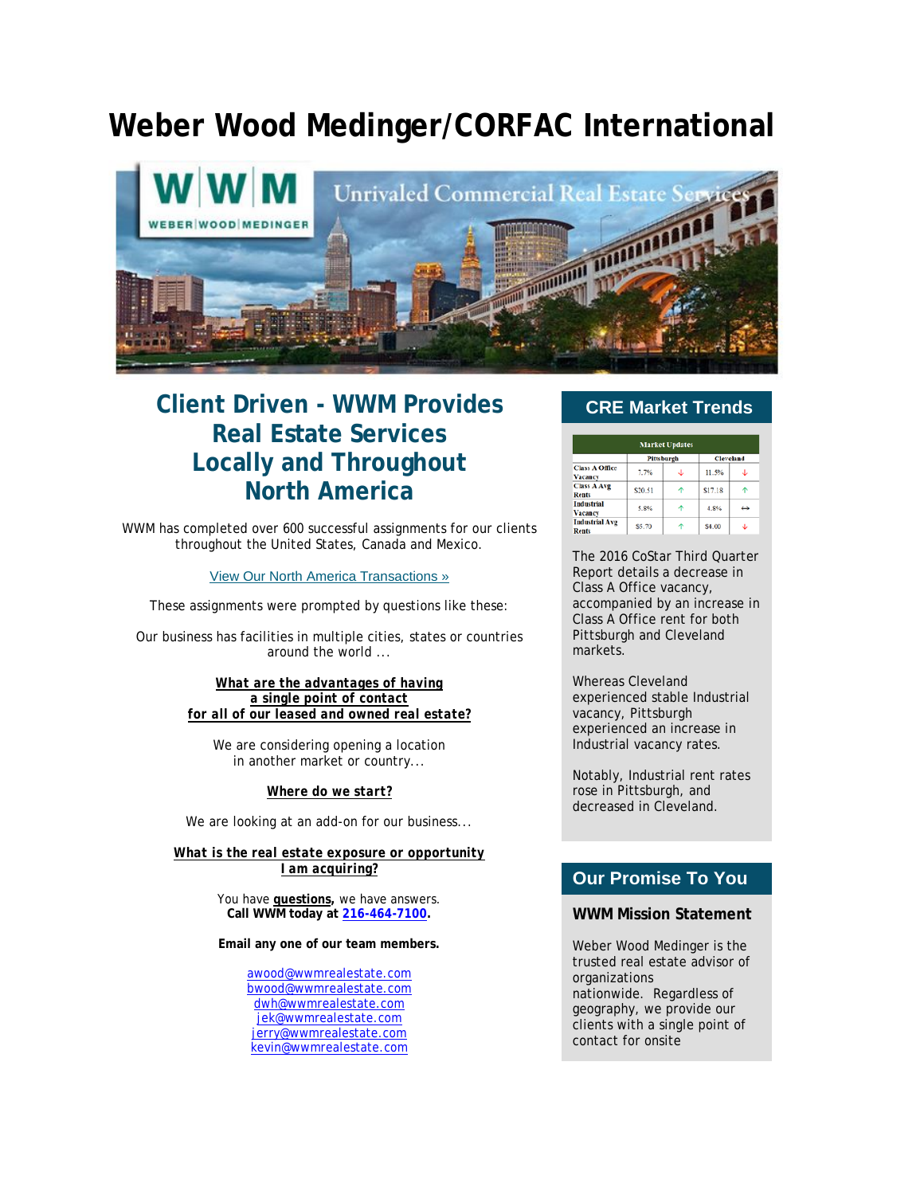# Weber Wood Medinger/CORFAC International

## Client Driven - WWM Provides Real Estate Services Locally and Throughout North America

WWM has completed over 600 successful assignments for our clients throughout the United States, Canada and Mexico.

View Our North America Transactions »

These assignments were prompted by questions like these:

Our business has facilities in multiple cities, states or countries around the world ...

**What are the advantages of having a single point of contact for all of our leased and owned real estate?**

We are considering opening a location in another market or country...

**Where do we start?**

We are looking at an add-on for our business...

**What is the real estate exposure or opportunity I am acquiring?**

You have **questions,** we have answers.
**Call WWM today at 216-464-7100.**

**Email any one of our team members.**

awood@wwmrealestate.com
bwood@wwmrealestate.com
dwh@wwmrealestate.com
jek@wwmrealestate.com
jerry@wwmrealestate.com
kevin@wwmrealestate.com

## CRE Market Trends

| Market Updates | Pittsburgh | | Cleveland | |
|---|---|---|---|---|
| Class A Office Vacancy | 7.7% | ↓ | 11.5% | ↓ |
| Class A Avg Rents | $20.51 | ↑ | $17.18 | ↑ |
| Industrial Vacancy | 5.8% | ↑ | 4.8% | ↔ |
| Industrial Avg Rents | $5.70 | ↑ | $4.00 | ↓ |

The 2016 CoStar Third Quarter Report details a decrease in Class A Office vacancy, accompanied by an increase in Class A Office rent for both Pittsburgh and Cleveland markets.

Whereas Cleveland experienced stable Industrial vacancy, Pittsburgh experienced an increase in Industrial vacancy rates.

Notably, Industrial rent rates rose in Pittsburgh, and decreased in Cleveland.

## Our Promise To You

**WWM Mission Statement**

Weber Wood Medinger is the trusted real estate advisor of organizations nationwide. Regardless of geography, we provide our clients with a single point of contact for onsite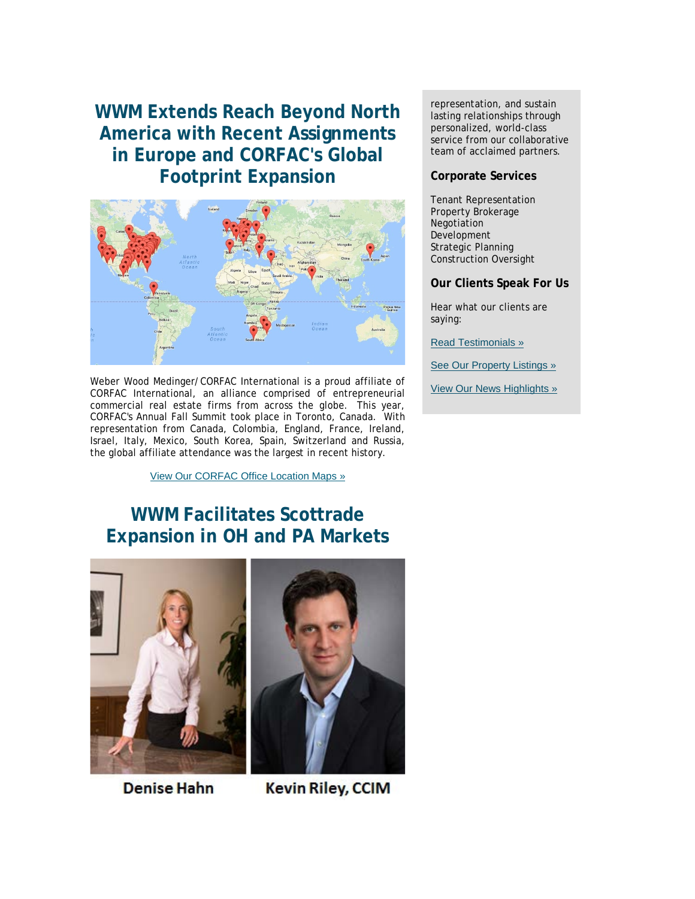## WWM Extends Reach Beyond North America with Recent Assignments in Europe and CORFAC's Global Footprint Expansion

Weber Wood Medinger/ CORFAC International is a proud affiliate of CORFAC International, an alliance comprised of entrepreneurial commercial real estate firms from across the globe. This year, CORFAC's Annual Fall Summit took place in Toronto, Canada. With representation from Canada, Colombia, England, France, Ireland, Israel, Italy, Mexico, South Korea, Spain, Switzerland and Russia, the global affiliate attendance was the largest in recent history.

[View Our CORFAC Office Location Maps »]

## WWM Facilitates Scottrade Expansion in OH and PA Markets

Denise Hahn

Kevin Riley, CCIM

representation, and sustain lasting relationships through personalized, world-class service from our collaborative team of acclaimed partners.

### Corporate Services

Tenant Representation
Property Brokerage
Negotiation
Development
Strategic Planning
Construction Oversight

### Our Clients Speak For Us

Hear what our clients are saying:

[Read Testimonials »]

[See Our Property Listings »]

[View Our News Highlights »]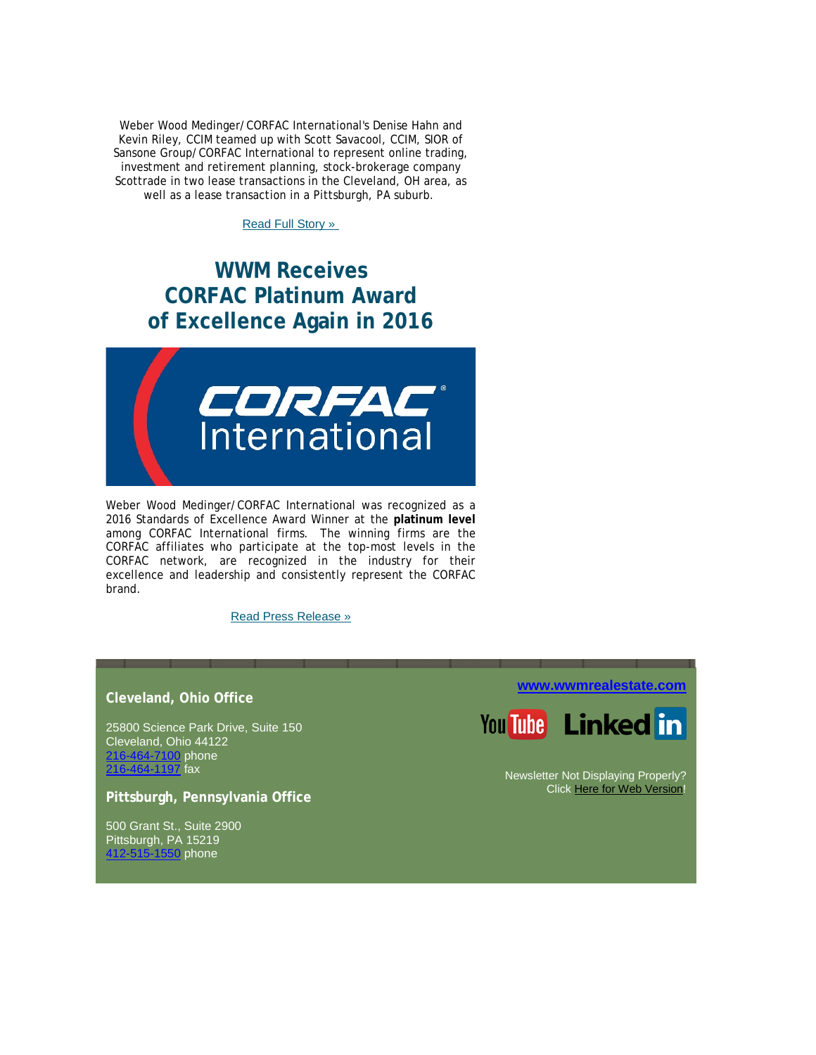Weber Wood Medinger/CORFAC International's Denise Hahn and Kevin Riley, CCIM teamed up with Scott Savacool, CCIM, SIOR of Sansone Group/CORFAC International to represent online trading, investment and retirement planning, stock-brokerage company Scottrade in two lease transactions in the Cleveland, OH area, as well as a lease transaction in a Pittsburgh, PA suburb.

Read Full Story »

## WWM Receives CORFAC Platinum Award of Excellence Again in 2016

CORFAC International

Weber Wood Medinger/CORFAC International was recognized as a 2016 Standards of Excellence Award Winner at the **platinum level** among CORFAC International firms. The winning firms are the CORFAC affiliates who participate at the top-most levels in the CORFAC network, are recognized in the industry for their excellence and leadership and consistently represent the CORFAC brand.

Read Press Release »

**Cleveland, Ohio Office**

25800 Science Park Drive, Suite 150
Cleveland, Ohio 44122
216-464-7100 phone
216-464-1197 fax

**Pittsburgh, Pennsylvania Office**

500 Grant St., Suite 2900
Pittsburgh, PA 15219
412-515-1550 phone

**www.wwmrealestate.com**

YouTube LinkedIn

Newsletter Not Displaying Properly?
Click Here for Web Version!